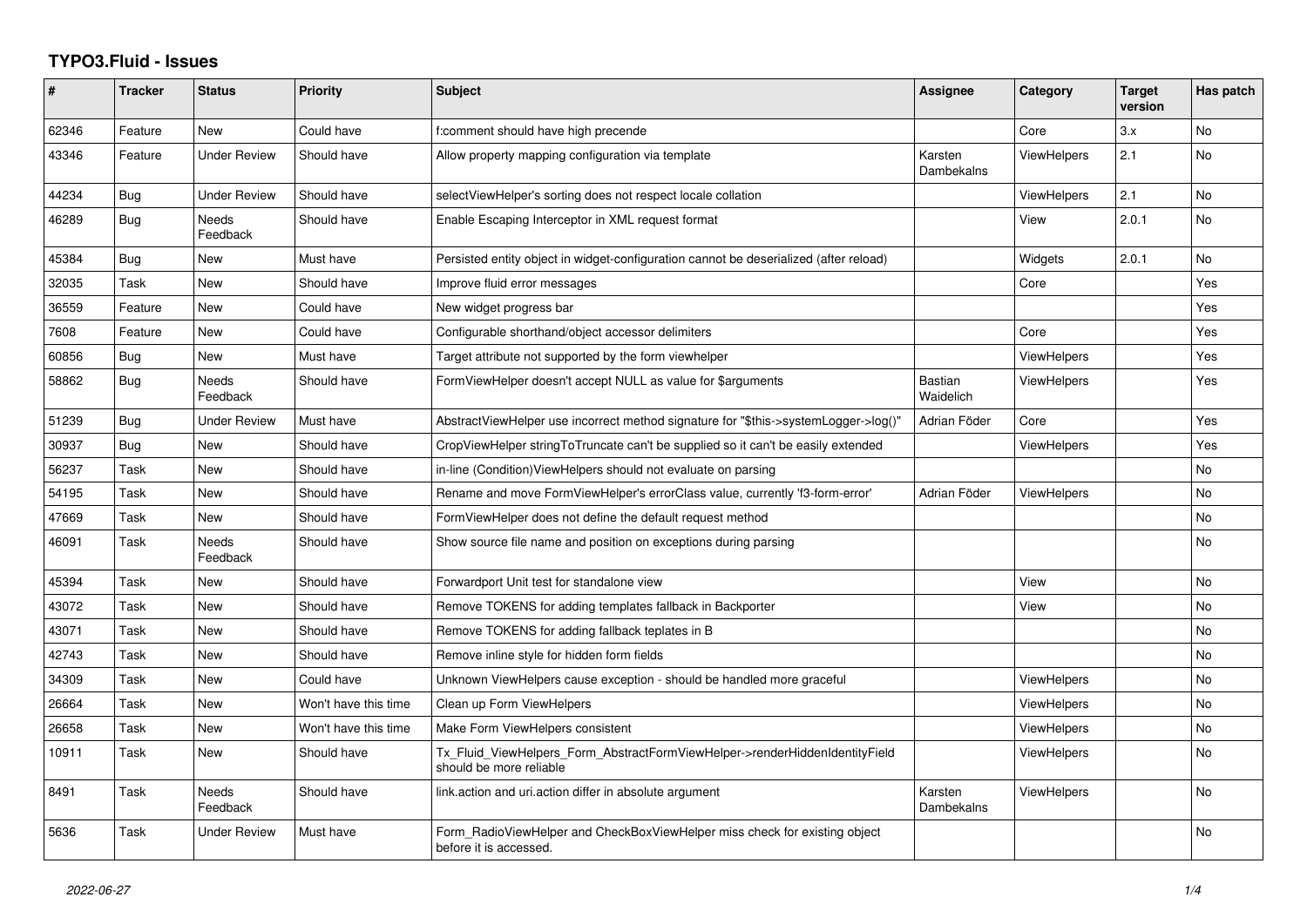# TYPO3.Fluid - Issues

| # | Tracker | Status | Priority | Subject | Assignee | Category | Target version | Has patch |
|---|---|---|---|---|---|---|---|---|
| 62346 | Feature | New | Could have | f:comment should have high precende | | Core | 3.x | No |
| 43346 | Feature | Under Review | Should have | Allow property mapping configuration via template | Karsten Dambekalns | ViewHelpers | 2.1 | No |
| 44234 | Bug | Under Review | Should have | selectViewHelper's sorting does not respect locale collation | | ViewHelpers | 2.1 | No |
| 46289 | Bug | Needs Feedback | Should have | Enable Escaping Interceptor in XML request format | | View | 2.0.1 | No |
| 45384 | Bug | New | Must have | Persisted entity object in widget-configuration cannot be deserialized (after reload) | | Widgets | 2.0.1 | No |
| 32035 | Task | New | Should have | Improve fluid error messages | | Core | | Yes |
| 36559 | Feature | New | Could have | New widget progress bar | | | | Yes |
| 7608 | Feature | New | Could have | Configurable shorthand/object accessor delimiters | | Core | | Yes |
| 60856 | Bug | New | Must have | Target attribute not supported by the form viewhelper | | ViewHelpers | | Yes |
| 58862 | Bug | Needs Feedback | Should have | FormViewHelper doesn't accept NULL as value for $arguments | Bastian Waidelich | ViewHelpers | | Yes |
| 51239 | Bug | Under Review | Must have | AbstractViewHelper use incorrect method signature for "$this->systemLogger->log()" | Adrian Föder | Core | | Yes |
| 30937 | Bug | New | Should have | CropViewHelper stringToTruncate can't be supplied so it can't be easily extended | | ViewHelpers | | Yes |
| 56237 | Task | New | Should have | in-line (Condition)ViewHelpers should not evaluate on parsing | | | | No |
| 54195 | Task | New | Should have | Rename and move FormViewHelper's errorClass value, currently 'f3-form-error' | Adrian Föder | ViewHelpers | | No |
| 47669 | Task | New | Should have | FormViewHelper does not define the default request method | | | | No |
| 46091 | Task | Needs Feedback | Should have | Show source file name and position on exceptions during parsing | | | | No |
| 45394 | Task | New | Should have | Forwardport Unit test for standalone view | | View | | No |
| 43072 | Task | New | Should have | Remove TOKENS for adding templates fallback in Backporter | | View | | No |
| 43071 | Task | New | Should have | Remove TOKENS for adding fallback teplates in B | | | | No |
| 42743 | Task | New | Should have | Remove inline style for hidden form fields | | | | No |
| 34309 | Task | New | Could have | Unknown ViewHelpers cause exception - should be handled more graceful | | ViewHelpers | | No |
| 26664 | Task | New | Won't have this time | Clean up Form ViewHelpers | | ViewHelpers | | No |
| 26658 | Task | New | Won't have this time | Make Form ViewHelpers consistent | | ViewHelpers | | No |
| 10911 | Task | New | Should have | Tx_Fluid_ViewHelpers_Form_AbstractFormViewHelper->renderHiddenIdentityField should be more reliable | | ViewHelpers | | No |
| 8491 | Task | Needs Feedback | Should have | link.action and uri.action differ in absolute argument | Karsten Dambekalns | ViewHelpers | | No |
| 5636 | Task | Under Review | Must have | Form_RadioViewHelper and CheckBoxViewHelper miss check for existing object before it is accessed. | | | | No |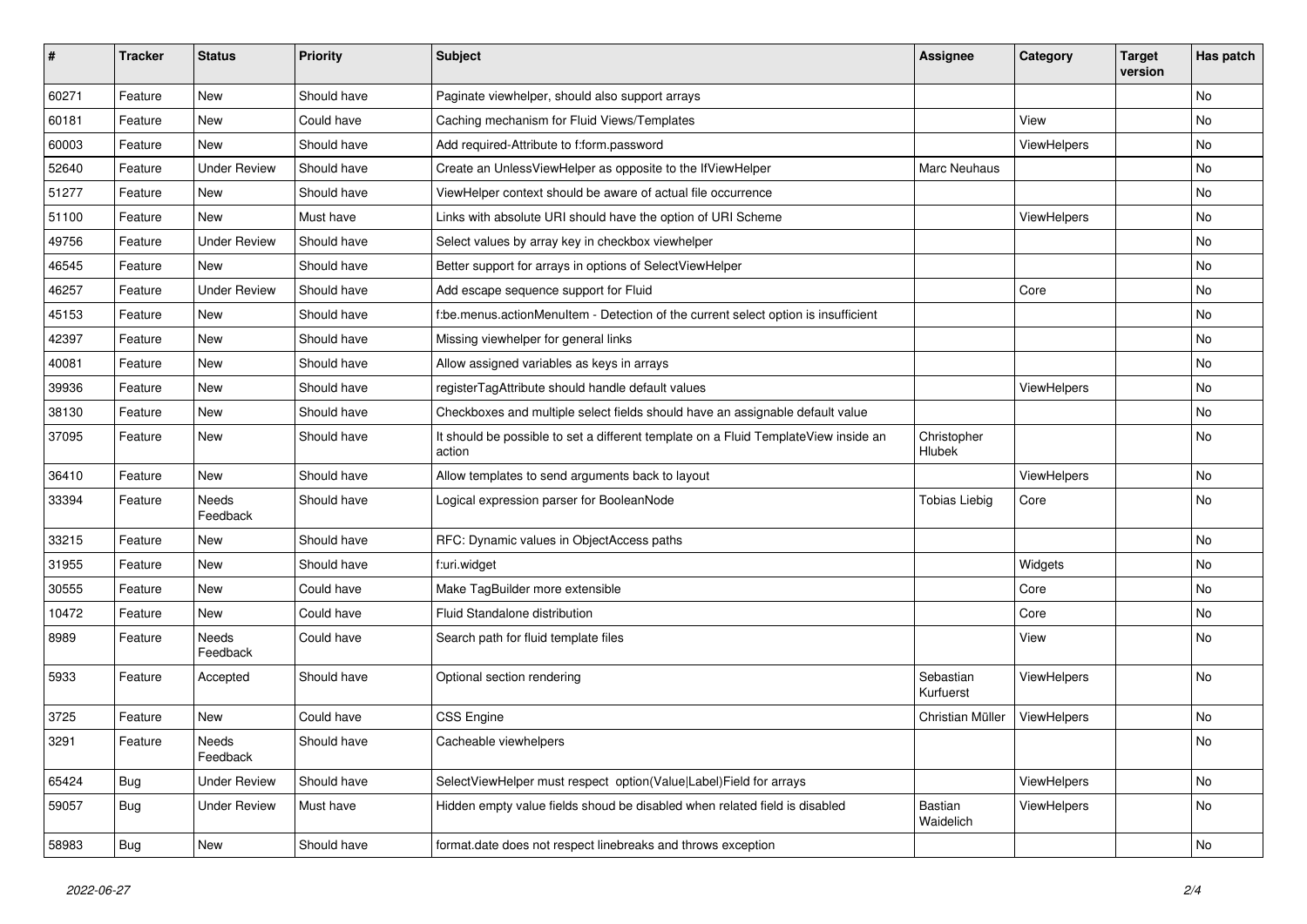| # | Tracker | Status | Priority | Subject | Assignee | Category | Target version | Has patch |
|---|---|---|---|---|---|---|---|---|
| 60271 | Feature | New | Should have | Paginate viewhelper, should also support arrays | | | | No |
| 60181 | Feature | New | Could have | Caching mechanism for Fluid Views/Templates | | View | | No |
| 60003 | Feature | New | Should have | Add required-Attribute to f:form.password | | ViewHelpers | | No |
| 52640 | Feature | Under Review | Should have | Create an UnlessViewHelper as opposite to the IfViewHelper | Marc Neuhaus | | | No |
| 51277 | Feature | New | Should have | ViewHelper context should be aware of actual file occurrence | | | | No |
| 51100 | Feature | New | Must have | Links with absolute URI should have the option of URI Scheme | | ViewHelpers | | No |
| 49756 | Feature | Under Review | Should have | Select values by array key in checkbox viewhelper | | | | No |
| 46545 | Feature | New | Should have | Better support for arrays in options of SelectViewHelper | | | | No |
| 46257 | Feature | Under Review | Should have | Add escape sequence support for Fluid | | Core | | No |
| 45153 | Feature | New | Should have | f:be.menus.actionMenuItem - Detection of the current select option is insufficient | | | | No |
| 42397 | Feature | New | Should have | Missing viewhelper for general links | | | | No |
| 40081 | Feature | New | Should have | Allow assigned variables as keys in arrays | | | | No |
| 39936 | Feature | New | Should have | registerTagAttribute should handle default values | | ViewHelpers | | No |
| 38130 | Feature | New | Should have | Checkboxes and multiple select fields should have an assignable default value | | | | No |
| 37095 | Feature | New | Should have | It should be possible to set a different template on a Fluid TemplateView inside an action | Christopher Hlubek | | | No |
| 36410 | Feature | New | Should have | Allow templates to send arguments back to layout | | ViewHelpers | | No |
| 33394 | Feature | Needs Feedback | Should have | Logical expression parser for BooleanNode | Tobias Liebig | Core | | No |
| 33215 | Feature | New | Should have | RFC: Dynamic values in ObjectAccess paths | | | | No |
| 31955 | Feature | New | Should have | f:uri.widget | | Widgets | | No |
| 30555 | Feature | New | Could have | Make TagBuilder more extensible | | Core | | No |
| 10472 | Feature | New | Could have | Fluid Standalone distribution | | Core | | No |
| 8989 | Feature | Needs Feedback | Could have | Search path for fluid template files | | View | | No |
| 5933 | Feature | Accepted | Should have | Optional section rendering | Sebastian Kurfuerst | ViewHelpers | | No |
| 3725 | Feature | New | Could have | CSS Engine | Christian Müller | ViewHelpers | | No |
| 3291 | Feature | Needs Feedback | Should have | Cacheable viewhelpers | | | | No |
| 65424 | Bug | Under Review | Should have | SelectViewHelper must respect option(Value\|Label)Field for arrays | | ViewHelpers | | No |
| 59057 | Bug | Under Review | Must have | Hidden empty value fields shoud be disabled when related field is disabled | Bastian Waidelich | ViewHelpers | | No |
| 58983 | Bug | New | Should have | format.date does not respect linebreaks and throws exception | | | | No |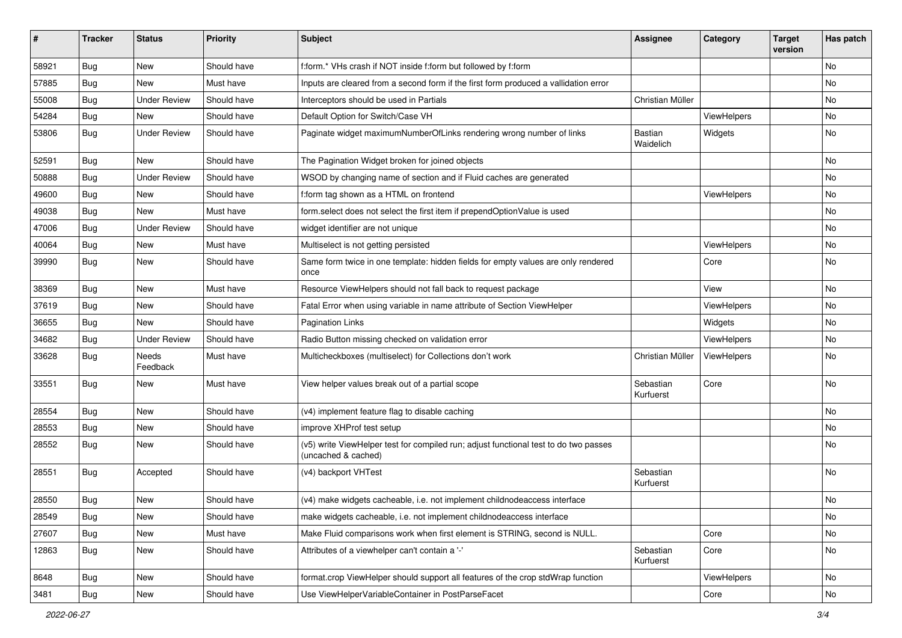| # | Tracker | Status | Priority | Subject | Assignee | Category | Target version | Has patch |
|---|---|---|---|---|---|---|---|---|
| 58921 | Bug | New | Should have | f:form.* VHs crash if NOT inside f:form but followed by f:form | | | | No |
| 57885 | Bug | New | Must have | Inputs are cleared from a second form if the first form produced a vallidation error | | | | No |
| 55008 | Bug | Under Review | Should have | Interceptors should be used in Partials | Christian Müller | | | No |
| 54284 | Bug | New | Should have | Default Option for Switch/Case VH | | ViewHelpers | | No |
| 53806 | Bug | Under Review | Should have | Paginate widget maximumNumberOfLinks rendering wrong number of links | Bastian Waidelich | Widgets | | No |
| 52591 | Bug | New | Should have | The Pagination Widget broken for joined objects | | | | No |
| 50888 | Bug | Under Review | Should have | WSOD by changing name of section and if Fluid caches are generated | | | | No |
| 49600 | Bug | New | Should have | f:form tag shown as a HTML on frontend | | ViewHelpers | | No |
| 49038 | Bug | New | Must have | form.select does not select the first item if prependOptionValue is used | | | | No |
| 47006 | Bug | Under Review | Should have | widget identifier are not unique | | | | No |
| 40064 | Bug | New | Must have | Multiselect is not getting persisted | | ViewHelpers | | No |
| 39990 | Bug | New | Should have | Same form twice in one template: hidden fields for empty values are only rendered once | | Core | | No |
| 38369 | Bug | New | Must have | Resource ViewHelpers should not fall back to request package | | View | | No |
| 37619 | Bug | New | Should have | Fatal Error when using variable in name attribute of Section ViewHelper | | ViewHelpers | | No |
| 36655 | Bug | New | Should have | Pagination Links | | Widgets | | No |
| 34682 | Bug | Under Review | Should have | Radio Button missing checked on validation error | | ViewHelpers | | No |
| 33628 | Bug | Needs Feedback | Must have | Multicheckboxes (multiselect) for Collections don't work | Christian Müller | ViewHelpers | | No |
| 33551 | Bug | New | Must have | View helper values break out of a partial scope | Sebastian Kurfuerst | Core | | No |
| 28554 | Bug | New | Should have | (v4) implement feature flag to disable caching | | | | No |
| 28553 | Bug | New | Should have | improve XHProf test setup | | | | No |
| 28552 | Bug | New | Should have | (v5) write ViewHelper test for compiled run; adjust functional test to do two passes (uncached & cached) | | | | No |
| 28551 | Bug | Accepted | Should have | (v4) backport VHTest | Sebastian Kurfuerst | | | No |
| 28550 | Bug | New | Should have | (v4) make widgets cacheable, i.e. not implement childnodeaccess interface | | | | No |
| 28549 | Bug | New | Should have | make widgets cacheable, i.e. not implement childnodeaccess interface | | | | No |
| 27607 | Bug | New | Must have | Make Fluid comparisons work when first element is STRING, second is NULL. | | Core | | No |
| 12863 | Bug | New | Should have | Attributes of a viewhelper can't contain a '-' | Sebastian Kurfuerst | Core | | No |
| 8648 | Bug | New | Should have | format.crop ViewHelper should support all features of the crop stdWrap function | | ViewHelpers | | No |
| 3481 | Bug | New | Should have | Use ViewHelperVariableContainer in PostParseFacet | | Core | | No |

2022-06-27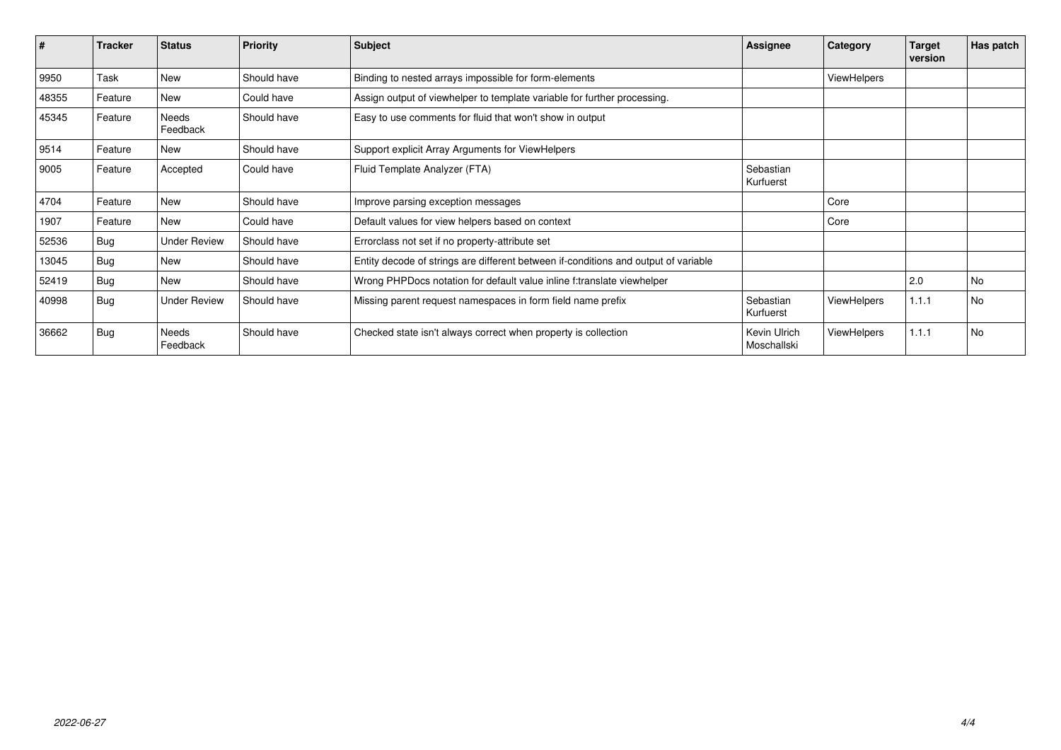| # | Tracker | Status | Priority | Subject | Assignee | Category | Target version | Has patch |
|---|---|---|---|---|---|---|---|---|
| 9950 | Task | New | Should have | Binding to nested arrays impossible for form-elements | | ViewHelpers | | |
| 48355 | Feature | New | Could have | Assign output of viewhelper to template variable for further processing. | | | | |
| 45345 | Feature | Needs Feedback | Should have | Easy to use comments for fluid that won't show in output | | | | |
| 9514 | Feature | New | Should have | Support explicit Array Arguments for ViewHelpers | | | | |
| 9005 | Feature | Accepted | Could have | Fluid Template Analyzer (FTA) | Sebastian Kurfuerst | | | |
| 4704 | Feature | New | Should have | Improve parsing exception messages | | Core | | |
| 1907 | Feature | New | Could have | Default values for view helpers based on context | | Core | | |
| 52536 | Bug | Under Review | Should have | Errorclass not set if no property-attribute set | | | | |
| 13045 | Bug | New | Should have | Entity decode of strings are different between if-conditions and output of variable | | | | |
| 52419 | Bug | New | Should have | Wrong PHPDocs notation for default value inline f:translate viewhelper | | | 2.0 | No |
| 40998 | Bug | Under Review | Should have | Missing parent request namespaces in form field name prefix | Sebastian Kurfuerst | ViewHelpers | 1.1.1 | No |
| 36662 | Bug | Needs Feedback | Should have | Checked state isn't always correct when property is collection | Kevin Ulrich Moschallski | ViewHelpers | 1.1.1 | No |